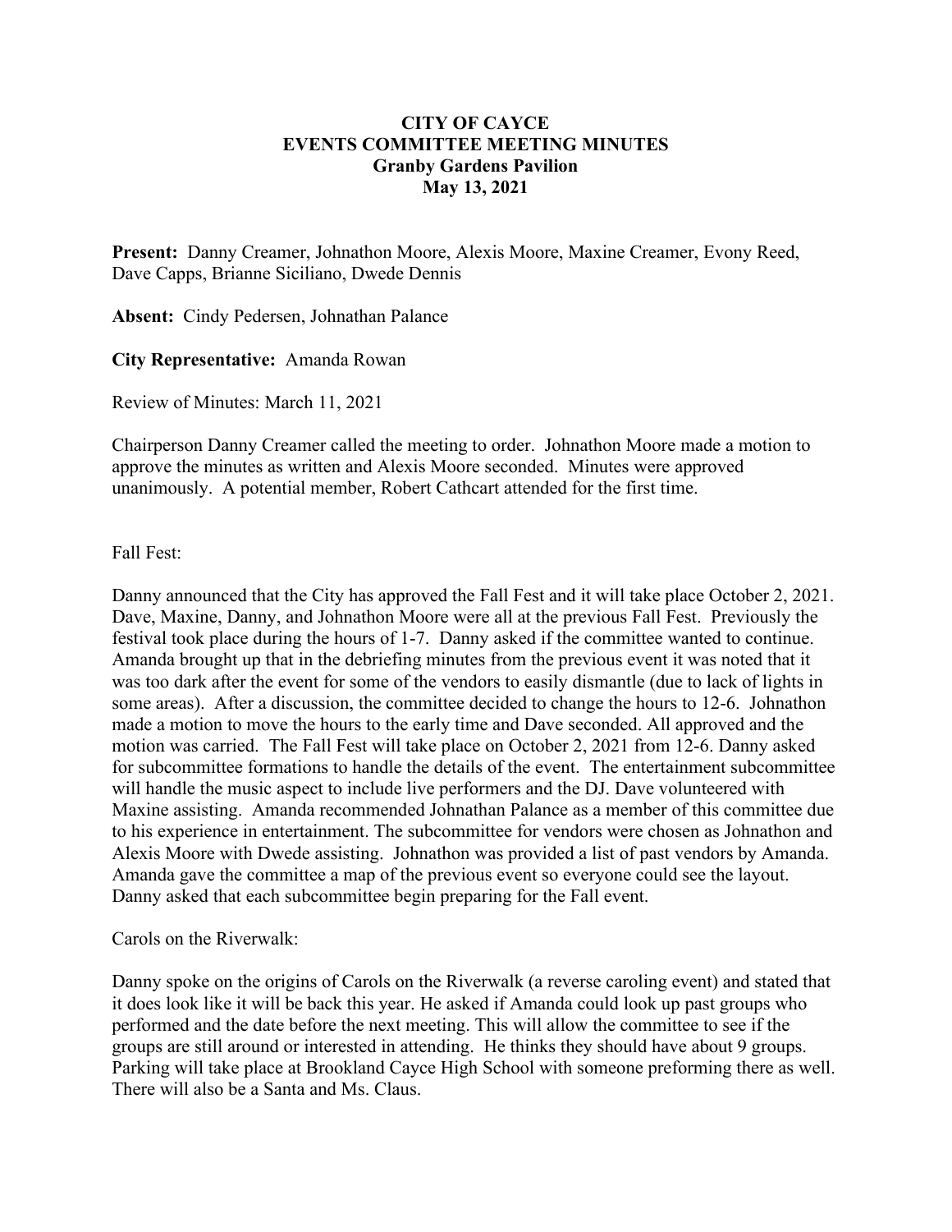# CITY OF CAYCE
## EVENTS COMMITTEE MEETING MINUTES
### Granby Gardens Pavilion
### May 13, 2021

**Present:** Danny Creamer, Johnathon Moore, Alexis Moore, Maxine Creamer, Evony Reed, Dave Capps, Brianne Siciliano, Dwede Dennis

**Absent:** Cindy Pedersen, Johnathan Palance

**City Representative:** Amanda Rowan

Review of Minutes: March 11, 2021

Chairperson Danny Creamer called the meeting to order. Johnathon Moore made a motion to approve the minutes as written and Alexis Moore seconded. Minutes were approved unanimously. A potential member, Robert Cathcart attended for the first time.

Fall Fest:

Danny announced that the City has approved the Fall Fest and it will take place October 2, 2021. Dave, Maxine, Danny, and Johnathon Moore were all at the previous Fall Fest. Previously the festival took place during the hours of 1-7. Danny asked if the committee wanted to continue. Amanda brought up that in the debriefing minutes from the previous event it was noted that it was too dark after the event for some of the vendors to easily dismantle (due to lack of lights in some areas). After a discussion, the committee decided to change the hours to 12-6. Johnathon made a motion to move the hours to the early time and Dave seconded. All approved and the motion was carried. The Fall Fest will take place on October 2, 2021 from 12-6. Danny asked for subcommittee formations to handle the details of the event. The entertainment subcommittee will handle the music aspect to include live performers and the DJ. Dave volunteered with Maxine assisting. Amanda recommended Johnathan Palance as a member of this committee due to his experience in entertainment. The subcommittee for vendors were chosen as Johnathon and Alexis Moore with Dwede assisting. Johnathon was provided a list of past vendors by Amanda. Amanda gave the committee a map of the previous event so everyone could see the layout. Danny asked that each subcommittee begin preparing for the Fall event.

Carols on the Riverwalk:

Danny spoke on the origins of Carols on the Riverwalk (a reverse caroling event) and stated that it does look like it will be back this year. He asked if Amanda could look up past groups who performed and the date before the next meeting. This will allow the committee to see if the groups are still around or interested in attending. He thinks they should have about 9 groups. Parking will take place at Brookland Cayce High School with someone preforming there as well. There will also be a Santa and Ms. Claus.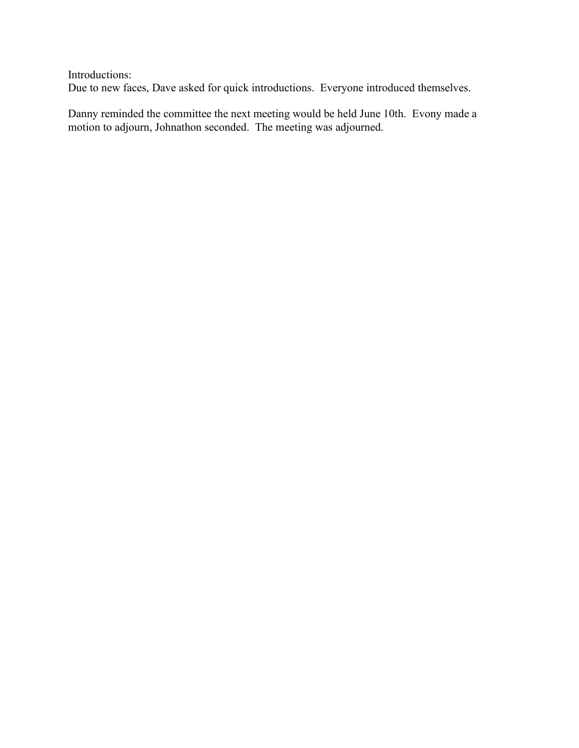Introductions:
Due to new faces, Dave asked for quick introductions. Everyone introduced themselves.

Danny reminded the committee the next meeting would be held June 10th. Evony made a motion to adjourn, Johnathon seconded. The meeting was adjourned.